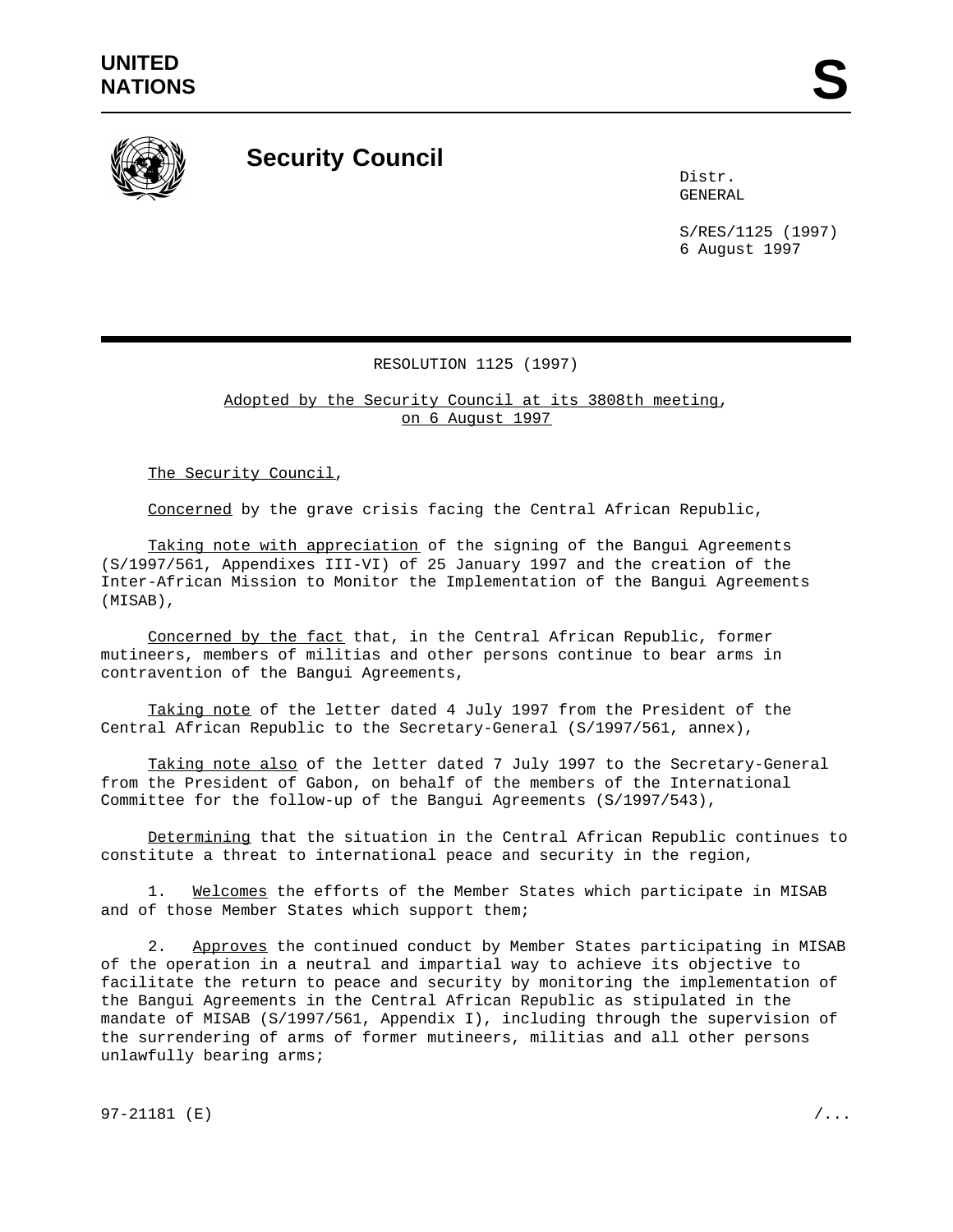UNITED NATIONS

# S

## Security Council

Distr.
GENERAL

S/RES/1125 (1997)
6 August 1997

RESOLUTION 1125 (1997)

Adopted by the Security Council at its 3808th meeting, on 6 August 1997

The Security Council,

Concerned by the grave crisis facing the Central African Republic,

Taking note with appreciation of the signing of the Bangui Agreements (S/1997/561, Appendixes III-VI) of 25 January 1997 and the creation of the Inter-African Mission to Monitor the Implementation of the Bangui Agreements (MISAB),

Concerned by the fact that, in the Central African Republic, former mutineers, members of militias and other persons continue to bear arms in contravention of the Bangui Agreements,

Taking note of the letter dated 4 July 1997 from the President of the Central African Republic to the Secretary-General (S/1997/561, annex),

Taking note also of the letter dated 7 July 1997 to the Secretary-General from the President of Gabon, on behalf of the members of the International Committee for the follow-up of the Bangui Agreements (S/1997/543),

Determining that the situation in the Central African Republic continues to constitute a threat to international peace and security in the region,

1. Welcomes the efforts of the Member States which participate in MISAB and of those Member States which support them;

2. Approves the continued conduct by Member States participating in MISAB of the operation in a neutral and impartial way to achieve its objective to facilitate the return to peace and security by monitoring the implementation of the Bangui Agreements in the Central African Republic as stipulated in the mandate of MISAB (S/1997/561, Appendix I), including through the supervision of the surrendering of arms of former mutineers, militias and all other persons unlawfully bearing arms;

97-21181 (E)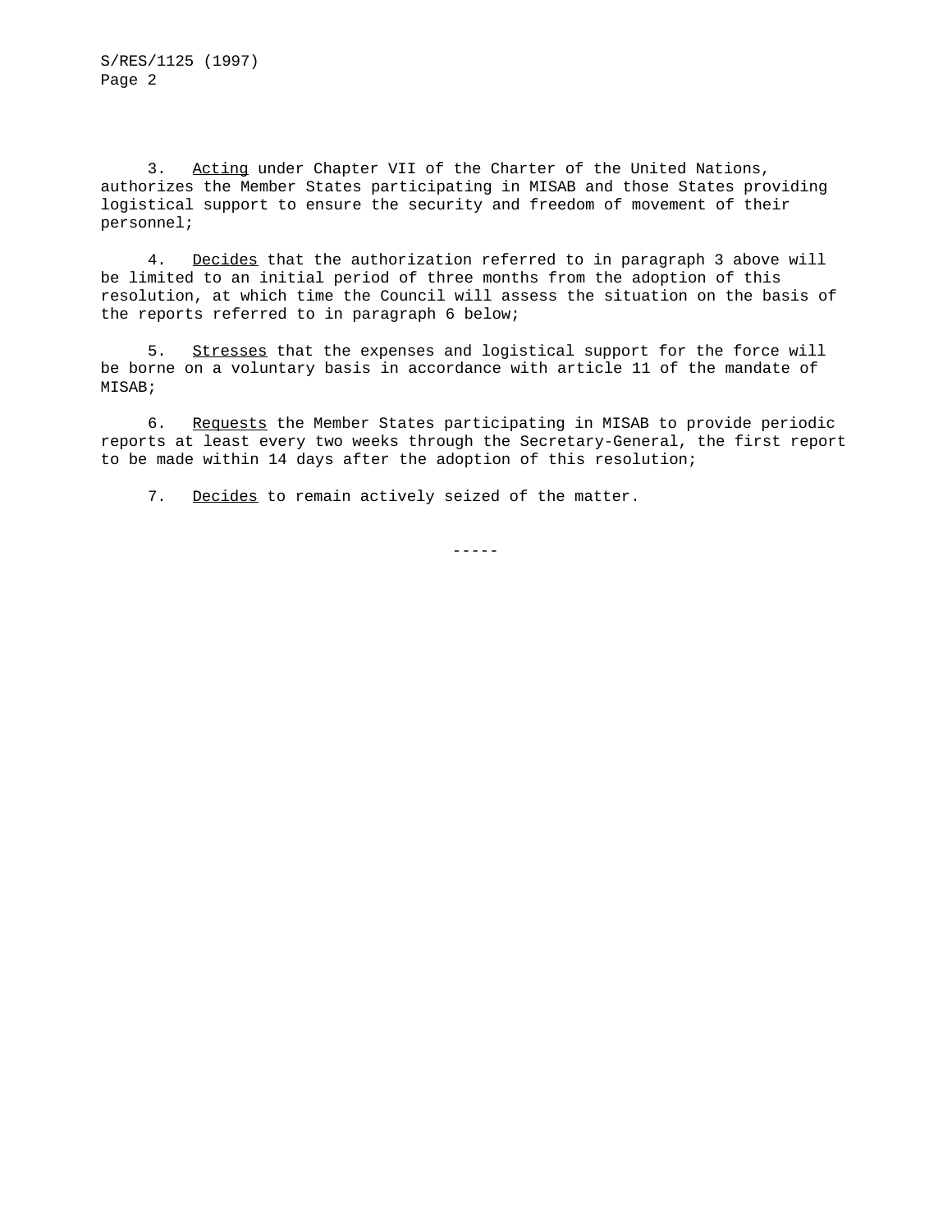3. _Acting_ under Chapter VII of the Charter of the United Nations, authorizes the Member States participating in MISAB and those States providing logistical support to ensure the security and freedom of movement of their personnel;

4. _Decides_ that the authorization referred to in paragraph 3 above will be limited to an initial period of three months from the adoption of this resolution, at which time the Council will assess the situation on the basis of the reports referred to in paragraph 6 below;

5. _Stresses_ that the expenses and logistical support for the force will be borne on a voluntary basis in accordance with article 11 of the mandate of MISAB;

6. _Requests_ the Member States participating in MISAB to provide periodic reports at least every two weeks through the Secretary-General, the first report to be made within 14 days after the adoption of this resolution;

7. _Decides_ to remain actively seized of the matter.

-----